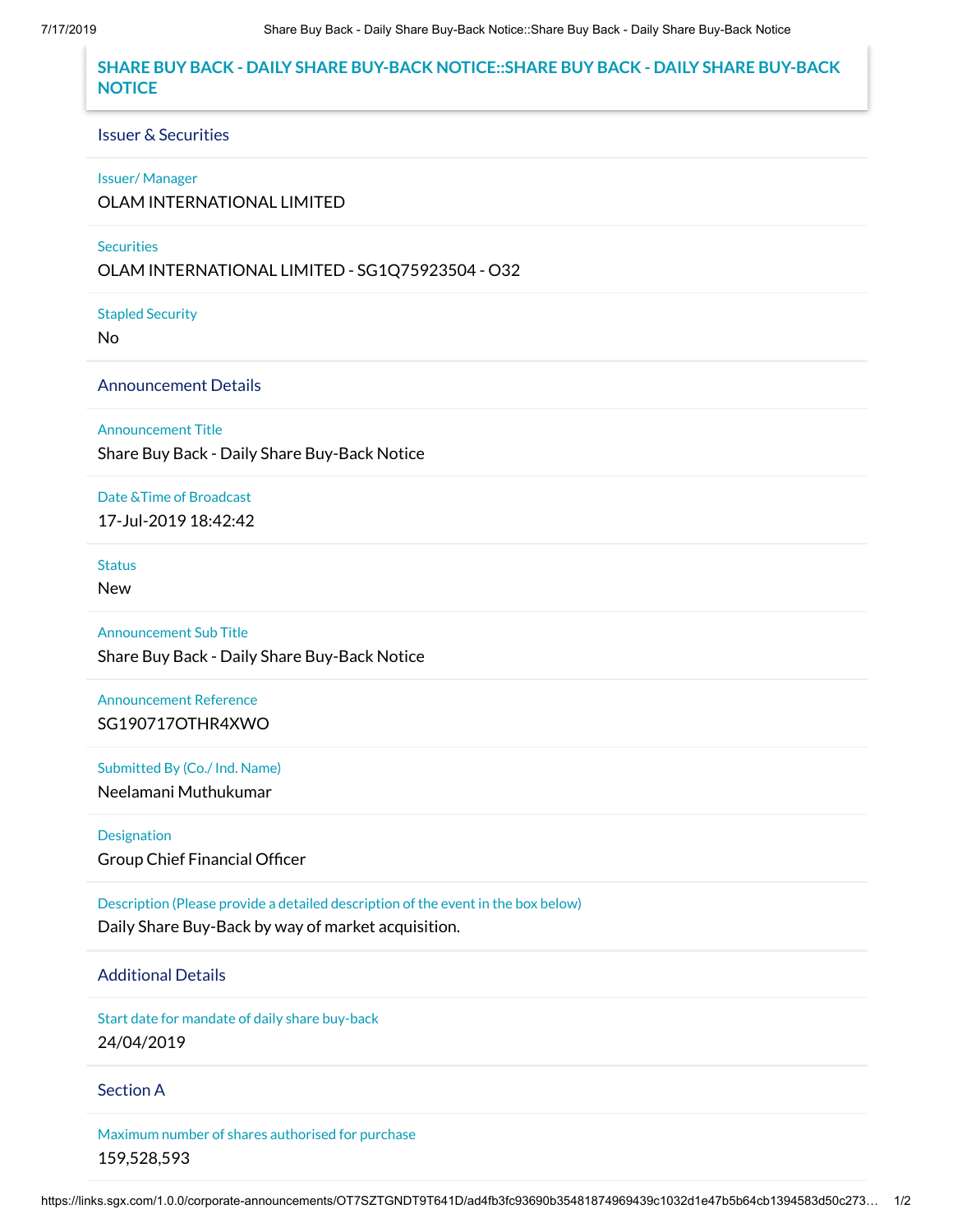# SHARE BUY BACK - DAILY SHARE BUY-BACK NOTICE::SHARE BUY BACK - DAILY SHARE BUY-BACK NOTICE

## Issuer & Securities

**Issuer/ Manager**

OLAM INTERNATIONAL LIMITED

**Securities**

OLAM INTERNATIONAL LIMITED - SG1Q75923504 - O32

**Stapled Security**

No

## Announcement Details

**Announcement Title**

Share Buy Back - Daily Share Buy-Back Notice

**Date &Time of Broadcast**

17-Jul-2019 18:42:42

**Status**

New

**Announcement Sub Title**

Share Buy Back - Daily Share Buy-Back Notice

**Announcement Reference**

SG190717OTHR4XWO

**Submitted By (Co./ Ind. Name)**

Neelamani Muthukumar

**Designation**

Group Chief Financial Officer

**Description (Please provide a detailed description of the event in the box below)**

Daily Share Buy-Back by way of market acquisition.

## Additional Details

**Start date for mandate of daily share buy-back**

24/04/2019

## Section A

**Maximum number of shares authorised for purchase**

159,528,593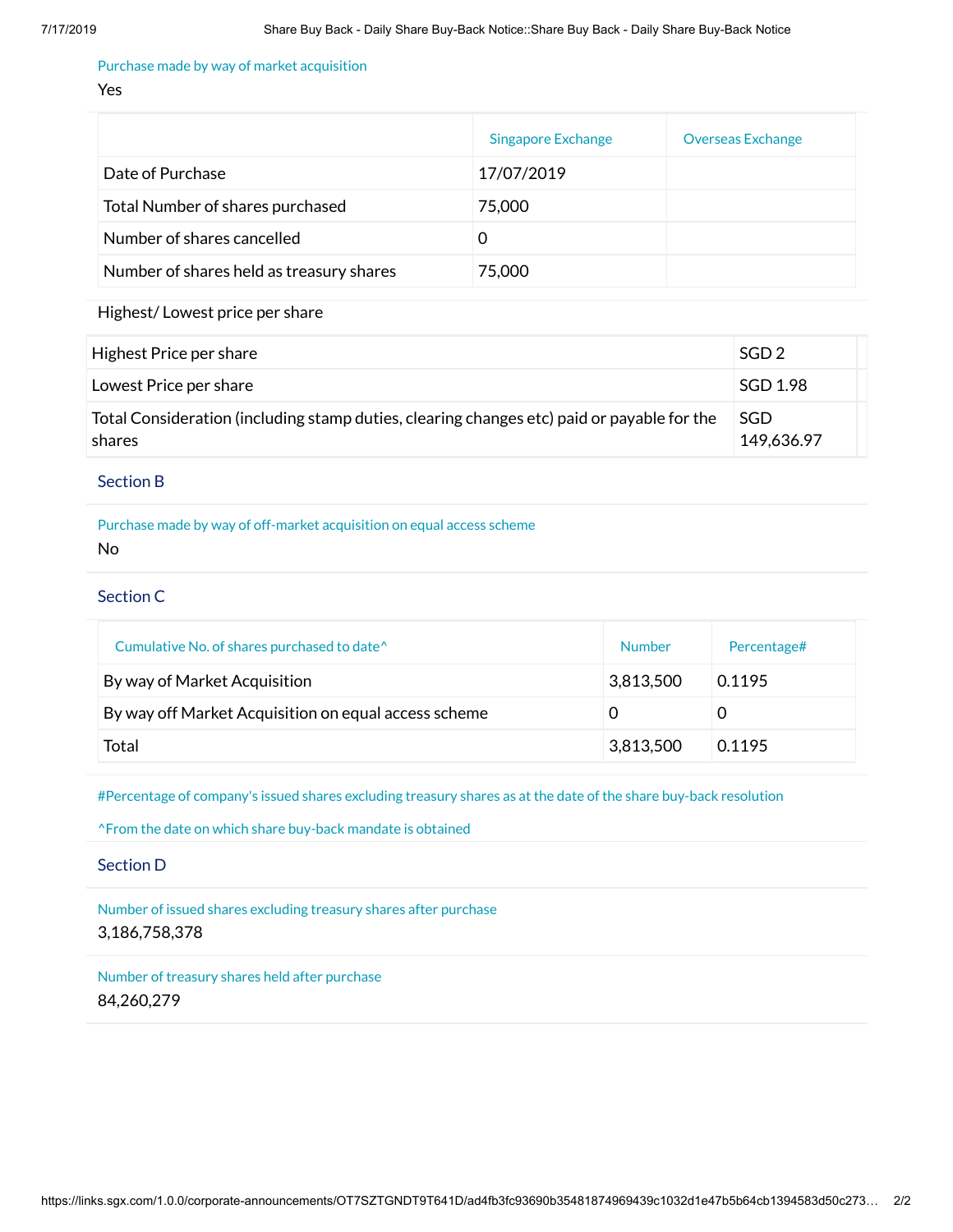Purchase made by way of market acquisition

Yes

| | Singapore Exchange | Overseas Exchange |
|---|---|---|
| Date of Purchase | 17/07/2019 | |
| Total Number of shares purchased | 75,000 | |
| Number of shares cancelled | 0 | |
| Number of shares held as treasury shares | 75,000 | |

Highest/ Lowest price per share

| | |
|---|---|
| Highest Price per share | SGD 2 |
| Lowest Price per share | SGD 1.98 |
| Total Consideration (including stamp duties, clearing changes etc) paid or payable for the shares | SGD 149,636.97 |

## Section B

Purchase made by way of off-market acquisition on equal access scheme

No

## Section C

| Cumulative No. of shares purchased to date^ | Number | Percentage# |
|---|---|---|
| By way of Market Acquisition | 3,813,500 | 0.1195 |
| By way off Market Acquisition on equal access scheme | 0 | 0 |
| Total | 3,813,500 | 0.1195 |

#Percentage of company's issued shares excluding treasury shares as at the date of the share buy-back resolution

^From the date on which share buy-back mandate is obtained

## Section D

Number of issued shares excluding treasury shares after purchase

3,186,758,378

Number of treasury shares held after purchase

84,260,279